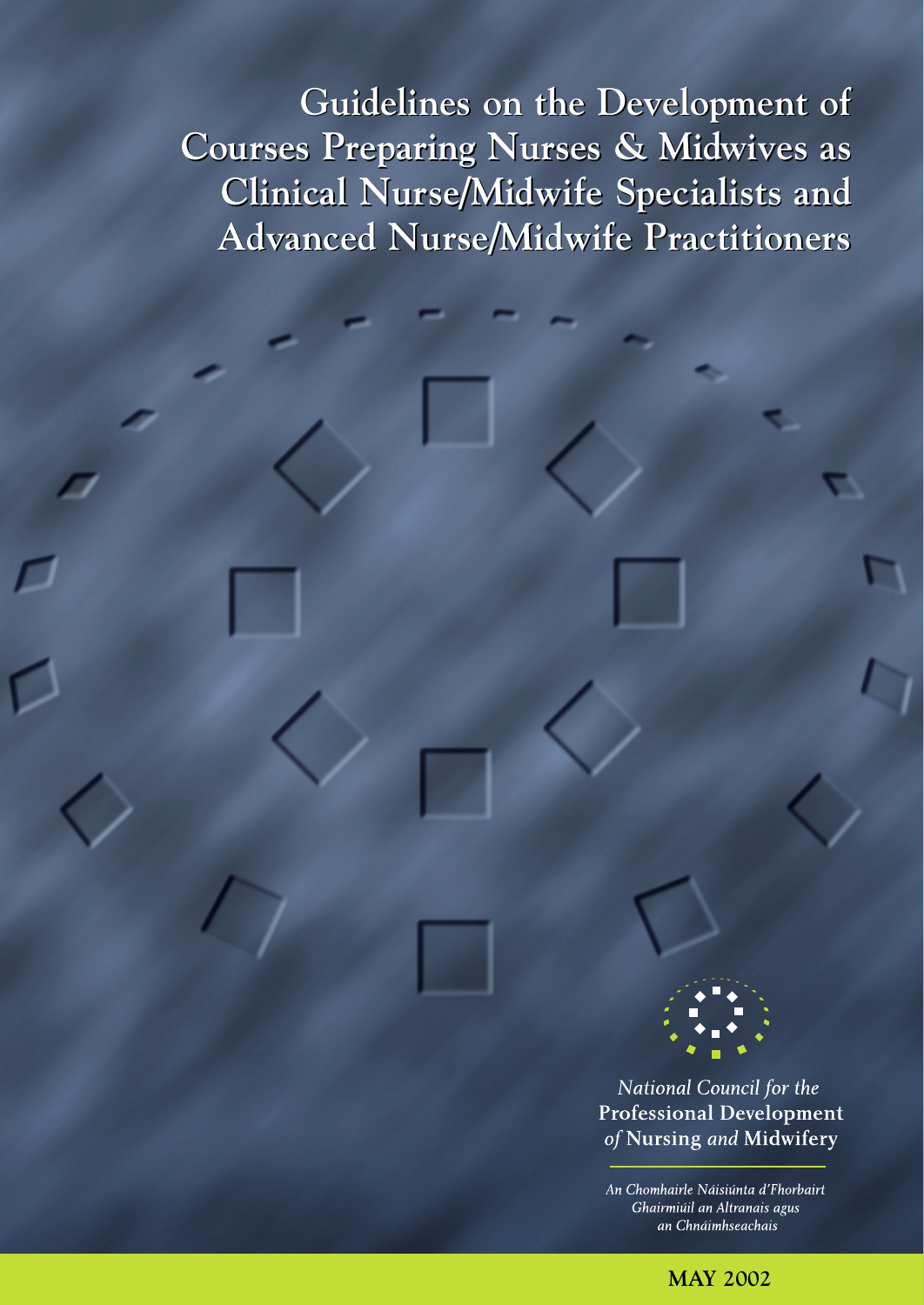# Guidelines on the Development of Courses Preparing Nurses & Midwives as Clinical Nurse/Midwife Specialists and Advanced Nurse/Midwife Practitioners

*National Council for the*
**Professional Development**
*of* **Nursing** *and* **Midwifery**

*An Chomhairle Náisiúnta d'Fhorbairt Ghairmiúil an Altranais agus an Chnáimhseachais*

**MAY 2002**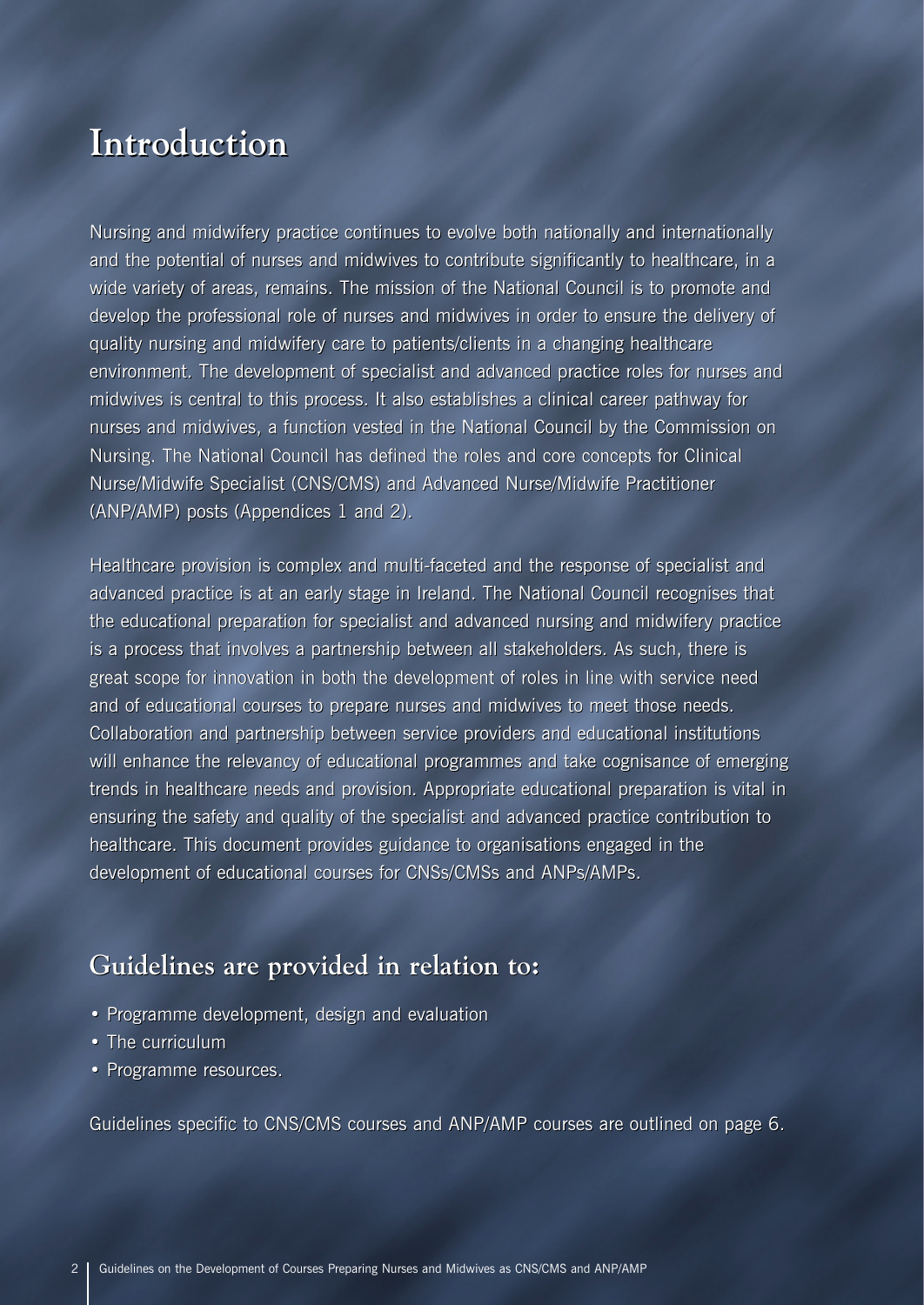# Introduction

Nursing and midwifery practice continues to evolve both nationally and internationally and the potential of nurses and midwives to contribute significantly to healthcare, in a wide variety of areas, remains. The mission of the National Council is to promote and develop the professional role of nurses and midwives in order to ensure the delivery of quality nursing and midwifery care to patients/clients in a changing healthcare environment. The development of specialist and advanced practice roles for nurses and midwives is central to this process. It also establishes a clinical career pathway for nurses and midwives, a function vested in the National Council by the Commission on Nursing. The National Council has defined the roles and core concepts for Clinical Nurse/Midwife Specialist (CNS/CMS) and Advanced Nurse/Midwife Practitioner (ANP/AMP) posts (Appendices 1 and 2).

Healthcare provision is complex and multi-faceted and the response of specialist and advanced practice is at an early stage in Ireland. The National Council recognises that the educational preparation for specialist and advanced nursing and midwifery practice is a process that involves a partnership between all stakeholders. As such, there is great scope for innovation in both the development of roles in line with service need and of educational courses to prepare nurses and midwives to meet those needs. Collaboration and partnership between service providers and educational institutions will enhance the relevancy of educational programmes and take cognisance of emerging trends in healthcare needs and provision. Appropriate educational preparation is vital in ensuring the safety and quality of the specialist and advanced practice contribution to healthcare. This document provides guidance to organisations engaged in the development of educational courses for CNSs/CMSs and ANPs/AMPs.

## Guidelines are provided in relation to:

- Programme development, design and evaluation
- The curriculum
- Programme resources.

Guidelines specific to CNS/CMS courses and ANP/AMP courses are outlined on page 6.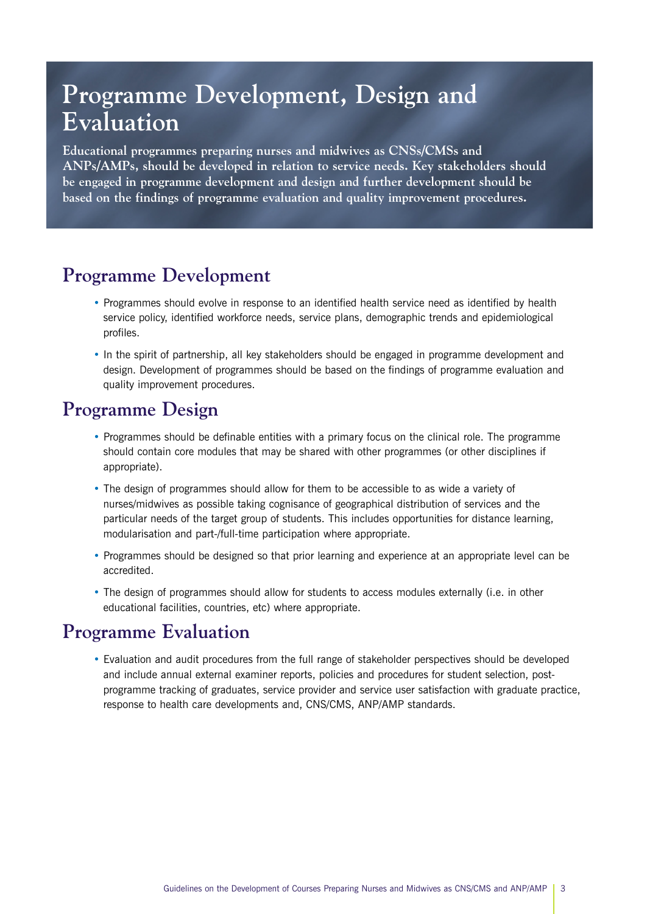# Programme Development, Design and Evaluation

**Educational programmes preparing nurses and midwives as CNSs/CMSs and ANPs/AMPs, should be developed in relation to service needs. Key stakeholders should be engaged in programme development and design and further development should be based on the findings of programme evaluation and quality improvement procedures.**

## Programme Development

- Programmes should evolve in response to an identified health service need as identified by health service policy, identified workforce needs, service plans, demographic trends and epidemiological profiles.
- In the spirit of partnership, all key stakeholders should be engaged in programme development and design. Development of programmes should be based on the findings of programme evaluation and quality improvement procedures.

## Programme Design

- Programmes should be definable entities with a primary focus on the clinical role. The programme should contain core modules that may be shared with other programmes (or other disciplines if appropriate).
- The design of programmes should allow for them to be accessible to as wide a variety of nurses/midwives as possible taking cognisance of geographical distribution of services and the particular needs of the target group of students. This includes opportunities for distance learning, modularisation and part-/full-time participation where appropriate.
- Programmes should be designed so that prior learning and experience at an appropriate level can be accredited.
- The design of programmes should allow for students to access modules externally (i.e. in other educational facilities, countries, etc) where appropriate.

## Programme Evaluation

- Evaluation and audit procedures from the full range of stakeholder perspectives should be developed and include annual external examiner reports, policies and procedures for student selection, post-programme tracking of graduates, service provider and service user satisfaction with graduate practice, response to health care developments and, CNS/CMS, ANP/AMP standards.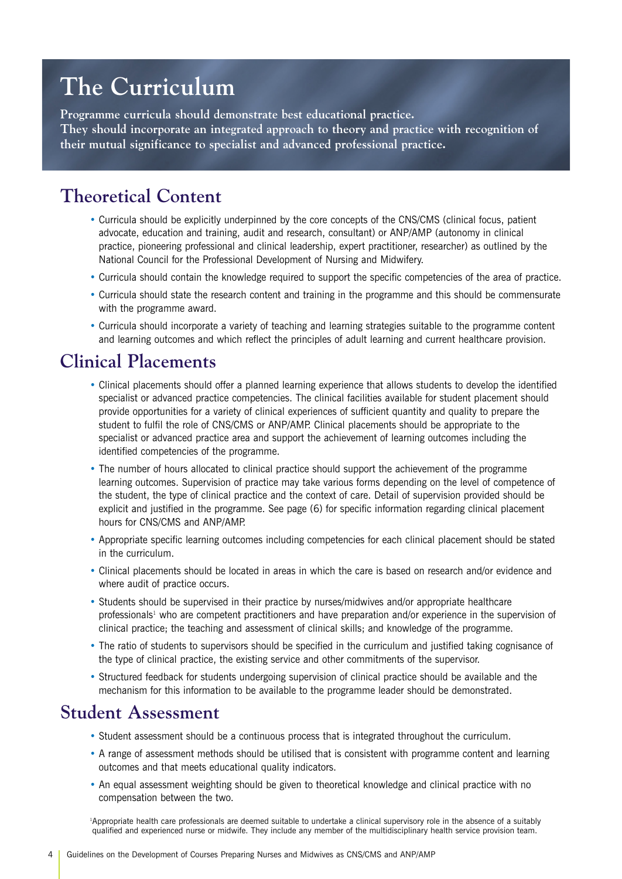# The Curriculum

**Programme curricula should demonstrate best educational practice. They should incorporate an integrated approach to theory and practice with recognition of their mutual significance to specialist and advanced professional practice.**

## Theoretical Content

- Curricula should be explicitly underpinned by the core concepts of the CNS/CMS (clinical focus, patient advocate, education and training, audit and research, consultant) or ANP/AMP (autonomy in clinical practice, pioneering professional and clinical leadership, expert practitioner, researcher) as outlined by the National Council for the Professional Development of Nursing and Midwifery.
- Curricula should contain the knowledge required to support the specific competencies of the area of practice.
- Curricula should state the research content and training in the programme and this should be commensurate with the programme award.
- Curricula should incorporate a variety of teaching and learning strategies suitable to the programme content and learning outcomes and which reflect the principles of adult learning and current healthcare provision.

## Clinical Placements

- Clinical placements should offer a planned learning experience that allows students to develop the identified specialist or advanced practice competencies. The clinical facilities available for student placement should provide opportunities for a variety of clinical experiences of sufficient quantity and quality to prepare the student to fulfil the role of CNS/CMS or ANP/AMP. Clinical placements should be appropriate to the specialist or advanced practice area and support the achievement of learning outcomes including the identified competencies of the programme.
- The number of hours allocated to clinical practice should support the achievement of the programme learning outcomes. Supervision of practice may take various forms depending on the level of competence of the student, the type of clinical practice and the context of care. Detail of supervision provided should be explicit and justified in the programme. See page (6) for specific information regarding clinical placement hours for CNS/CMS and ANP/AMP.
- Appropriate specific learning outcomes including competencies for each clinical placement should be stated in the curriculum.
- Clinical placements should be located in areas in which the care is based on research and/or evidence and where audit of practice occurs.
- Students should be supervised in their practice by nurses/midwives and/or appropriate healthcare professionals[1] who are competent practitioners and have preparation and/or experience in the supervision of clinical practice; the teaching and assessment of clinical skills; and knowledge of the programme.
- The ratio of students to supervisors should be specified in the curriculum and justified taking cognisance of the type of clinical practice, the existing service and other commitments of the supervisor.
- Structured feedback for students undergoing supervision of clinical practice should be available and the mechanism for this information to be available to the programme leader should be demonstrated.

## Student Assessment

- Student assessment should be a continuous process that is integrated throughout the curriculum.
- A range of assessment methods should be utilised that is consistent with programme content and learning outcomes and that meets educational quality indicators.
- An equal assessment weighting should be given to theoretical knowledge and clinical practice with no compensation between the two.

[1]Appropriate health care professionals are deemed suitable to undertake a clinical supervisory role in the absence of a suitably qualified and experienced nurse or midwife. They include any member of the multidisciplinary health service provision team.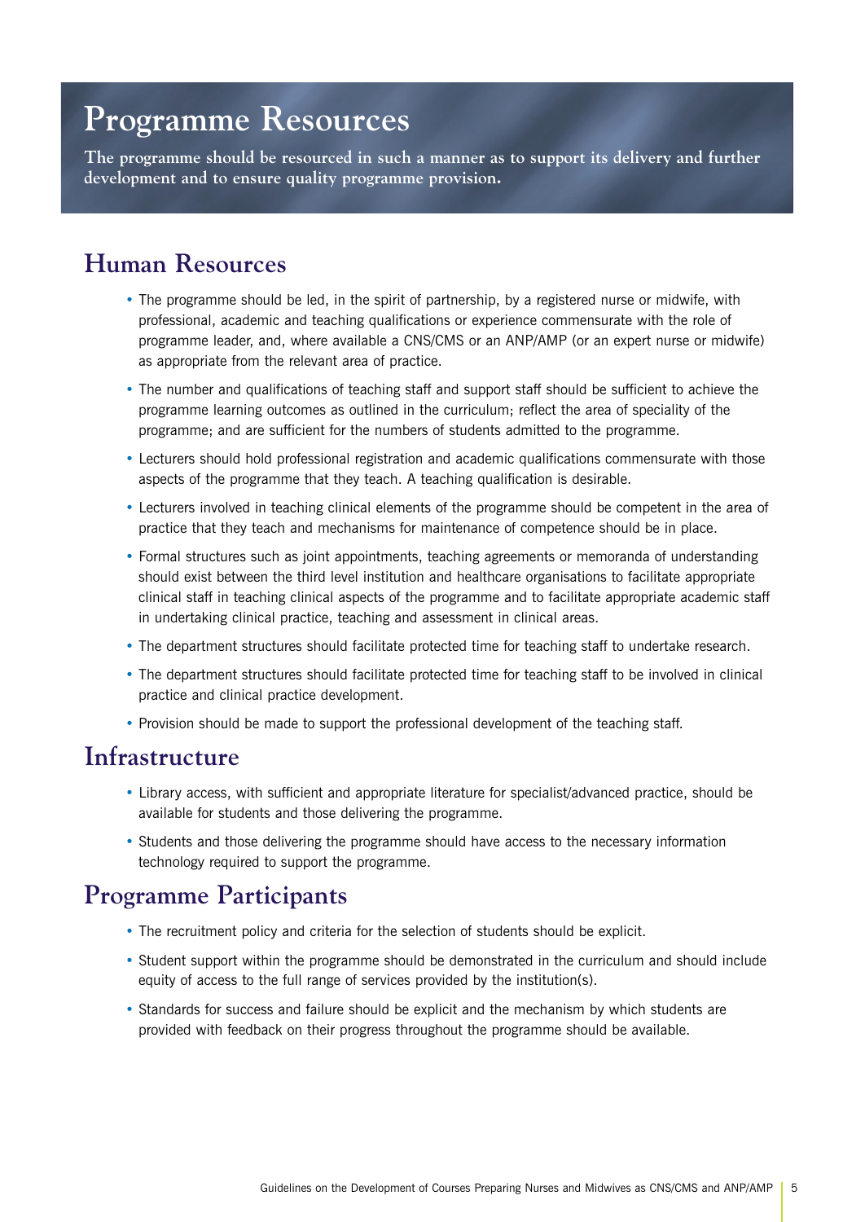# Programme Resources

**The programme should be resourced in such a manner as to support its delivery and further development and to ensure quality programme provision.**

## Human Resources

- The programme should be led, in the spirit of partnership, by a registered nurse or midwife, with professional, academic and teaching qualifications or experience commensurate with the role of programme leader, and, where available a CNS/CMS or an ANP/AMP (or an expert nurse or midwife) as appropriate from the relevant area of practice.
- The number and qualifications of teaching staff and support staff should be sufficient to achieve the programme learning outcomes as outlined in the curriculum; reflect the area of speciality of the programme; and are sufficient for the numbers of students admitted to the programme.
- Lecturers should hold professional registration and academic qualifications commensurate with those aspects of the programme that they teach. A teaching qualification is desirable.
- Lecturers involved in teaching clinical elements of the programme should be competent in the area of practice that they teach and mechanisms for maintenance of competence should be in place.
- Formal structures such as joint appointments, teaching agreements or memoranda of understanding should exist between the third level institution and healthcare organisations to facilitate appropriate clinical staff in teaching clinical aspects of the programme and to facilitate appropriate academic staff in undertaking clinical practice, teaching and assessment in clinical areas.
- The department structures should facilitate protected time for teaching staff to undertake research.
- The department structures should facilitate protected time for teaching staff to be involved in clinical practice and clinical practice development.
- Provision should be made to support the professional development of the teaching staff.

## Infrastructure

- Library access, with sufficient and appropriate literature for specialist/advanced practice, should be available for students and those delivering the programme.
- Students and those delivering the programme should have access to the necessary information technology required to support the programme.

## Programme Participants

- The recruitment policy and criteria for the selection of students should be explicit.
- Student support within the programme should be demonstrated in the curriculum and should include equity of access to the full range of services provided by the institution(s).
- Standards for success and failure should be explicit and the mechanism by which students are provided with feedback on their progress throughout the programme should be available.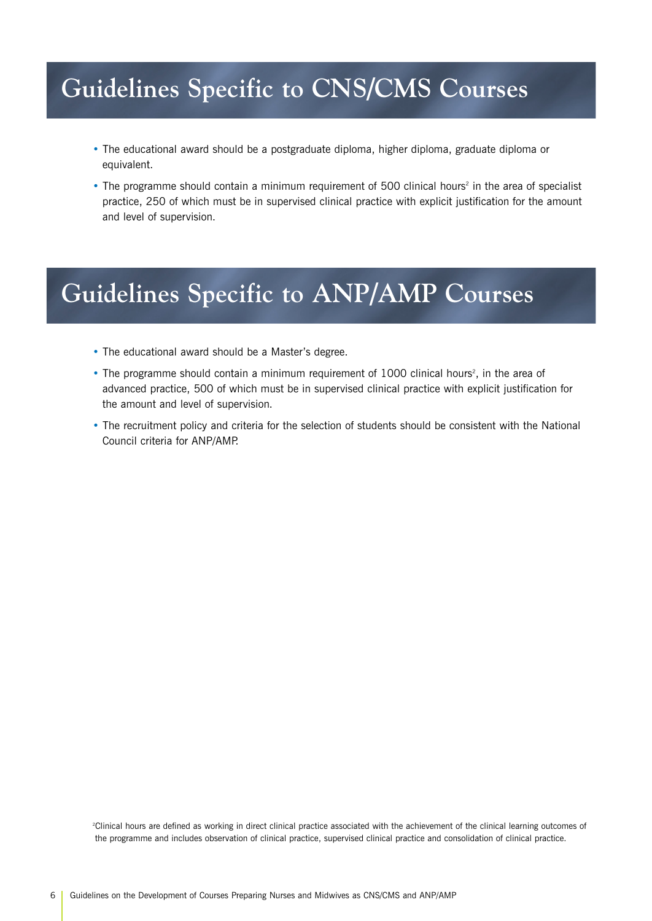# Guidelines Specific to CNS/CMS Courses

- The educational award should be a postgraduate diploma, higher diploma, graduate diploma or equivalent.
- The programme should contain a minimum requirement of 500 clinical hours[2] in the area of specialist practice, 250 of which must be in supervised clinical practice with explicit justification for the amount and level of supervision.

# Guidelines Specific to ANP/AMP Courses

- The educational award should be a Master's degree.
- The programme should contain a minimum requirement of 1000 clinical hours[2], in the area of advanced practice, 500 of which must be in supervised clinical practice with explicit justification for the amount and level of supervision.
- The recruitment policy and criteria for the selection of students should be consistent with the National Council criteria for ANP/AMP.

[2]Clinical hours are defined as working in direct clinical practice associated with the achievement of the clinical learning outcomes of the programme and includes observation of clinical practice, supervised clinical practice and consolidation of clinical practice.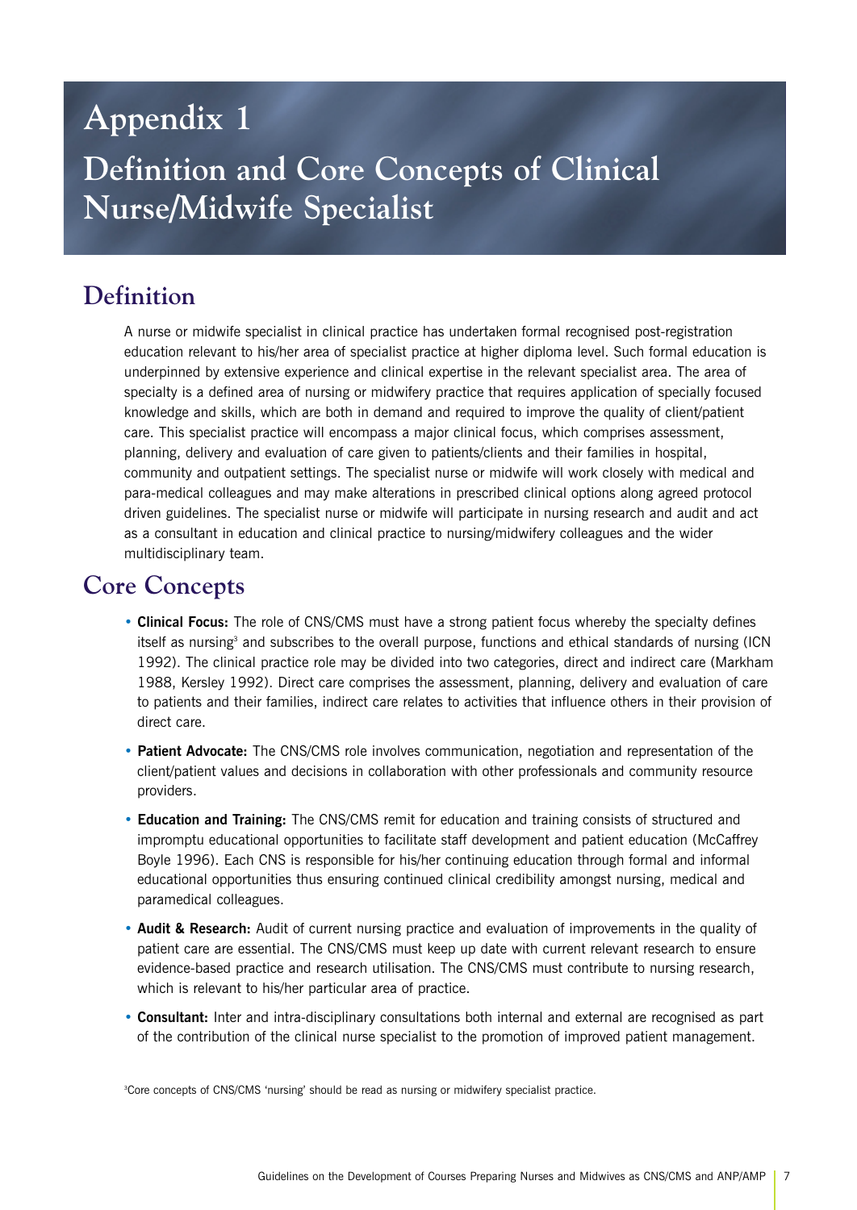# Appendix 1

# Definition and Core Concepts of Clinical Nurse/Midwife Specialist

## Definition

A nurse or midwife specialist in clinical practice has undertaken formal recognised post-registration education relevant to his/her area of specialist practice at higher diploma level. Such formal education is underpinned by extensive experience and clinical expertise in the relevant specialist area. The area of specialty is a defined area of nursing or midwifery practice that requires application of specially focused knowledge and skills, which are both in demand and required to improve the quality of client/patient care. This specialist practice will encompass a major clinical focus, which comprises assessment, planning, delivery and evaluation of care given to patients/clients and their families in hospital, community and outpatient settings. The specialist nurse or midwife will work closely with medical and para-medical colleagues and may make alterations in prescribed clinical options along agreed protocol driven guidelines. The specialist nurse or midwife will participate in nursing research and audit and act as a consultant in education and clinical practice to nursing/midwifery colleagues and the wider multidisciplinary team.

## Core Concepts

- **Clinical Focus:** The role of CNS/CMS must have a strong patient focus whereby the specialty defines itself as nursing[3] and subscribes to the overall purpose, functions and ethical standards of nursing (ICN 1992). The clinical practice role may be divided into two categories, direct and indirect care (Markham 1988, Kersley 1992). Direct care comprises the assessment, planning, delivery and evaluation of care to patients and their families, indirect care relates to activities that influence others in their provision of direct care.
- **Patient Advocate:** The CNS/CMS role involves communication, negotiation and representation of the client/patient values and decisions in collaboration with other professionals and community resource providers.
- **Education and Training:** The CNS/CMS remit for education and training consists of structured and impromptu educational opportunities to facilitate staff development and patient education (McCaffrey Boyle 1996). Each CNS is responsible for his/her continuing education through formal and informal educational opportunities thus ensuring continued clinical credibility amongst nursing, medical and paramedical colleagues.
- **Audit & Research:** Audit of current nursing practice and evaluation of improvements in the quality of patient care are essential. The CNS/CMS must keep up date with current relevant research to ensure evidence-based practice and research utilisation. The CNS/CMS must contribute to nursing research, which is relevant to his/her particular area of practice.
- **Consultant:** Inter and intra-disciplinary consultations both internal and external are recognised as part of the contribution of the clinical nurse specialist to the promotion of improved patient management.

[3]Core concepts of CNS/CMS 'nursing' should be read as nursing or midwifery specialist practice.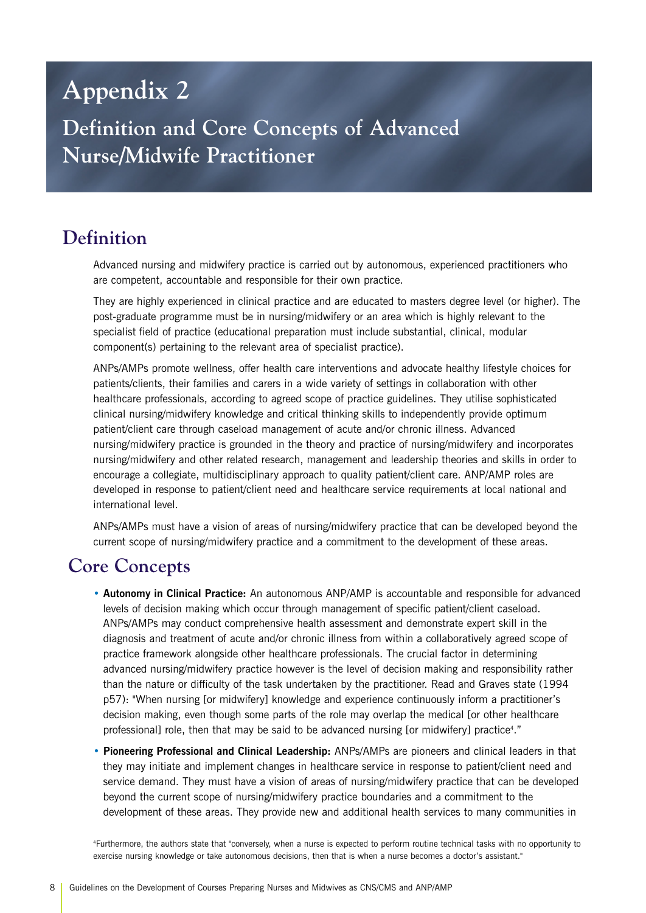# Appendix 2

## Definition and Core Concepts of Advanced Nurse/Midwife Practitioner

## Definition

Advanced nursing and midwifery practice is carried out by autonomous, experienced practitioners who are competent, accountable and responsible for their own practice.

They are highly experienced in clinical practice and are educated to masters degree level (or higher). The post-graduate programme must be in nursing/midwifery or an area which is highly relevant to the specialist field of practice (educational preparation must include substantial, clinical, modular component(s) pertaining to the relevant area of specialist practice).

ANPs/AMPs promote wellness, offer health care interventions and advocate healthy lifestyle choices for patients/clients, their families and carers in a wide variety of settings in collaboration with other healthcare professionals, according to agreed scope of practice guidelines. They utilise sophisticated clinical nursing/midwifery knowledge and critical thinking skills to independently provide optimum patient/client care through caseload management of acute and/or chronic illness. Advanced nursing/midwifery practice is grounded in the theory and practice of nursing/midwifery and incorporates nursing/midwifery and other related research, management and leadership theories and skills in order to encourage a collegiate, multidisciplinary approach to quality patient/client care. ANP/AMP roles are developed in response to patient/client need and healthcare service requirements at local national and international level.

ANPs/AMPs must have a vision of areas of nursing/midwifery practice that can be developed beyond the current scope of nursing/midwifery practice and a commitment to the development of these areas.

## Core Concepts

- **Autonomy in Clinical Practice:** An autonomous ANP/AMP is accountable and responsible for advanced levels of decision making which occur through management of specific patient/client caseload. ANPs/AMPs may conduct comprehensive health assessment and demonstrate expert skill in the diagnosis and treatment of acute and/or chronic illness from within a collaboratively agreed scope of practice framework alongside other healthcare professionals. The crucial factor in determining advanced nursing/midwifery practice however is the level of decision making and responsibility rather than the nature or difficulty of the task undertaken by the practitioner. Read and Graves state (1994 p57): "When nursing [or midwifery] knowledge and experience continuously inform a practitioner's decision making, even though some parts of the role may overlap the medical [or other healthcare professional] role, then that may be said to be advanced nursing [or midwifery] practice[4]."
- **Pioneering Professional and Clinical Leadership:** ANPs/AMPs are pioneers and clinical leaders in that they may initiate and implement changes in healthcare service in response to patient/client need and service demand. They must have a vision of areas of nursing/midwifery practice that can be developed beyond the current scope of nursing/midwifery practice boundaries and a commitment to the development of these areas. They provide new and additional health services to many communities in

[4]Furthermore, the authors state that "conversely, when a nurse is expected to perform routine technical tasks with no opportunity to exercise nursing knowledge or take autonomous decisions, then that is when a nurse becomes a doctor's assistant."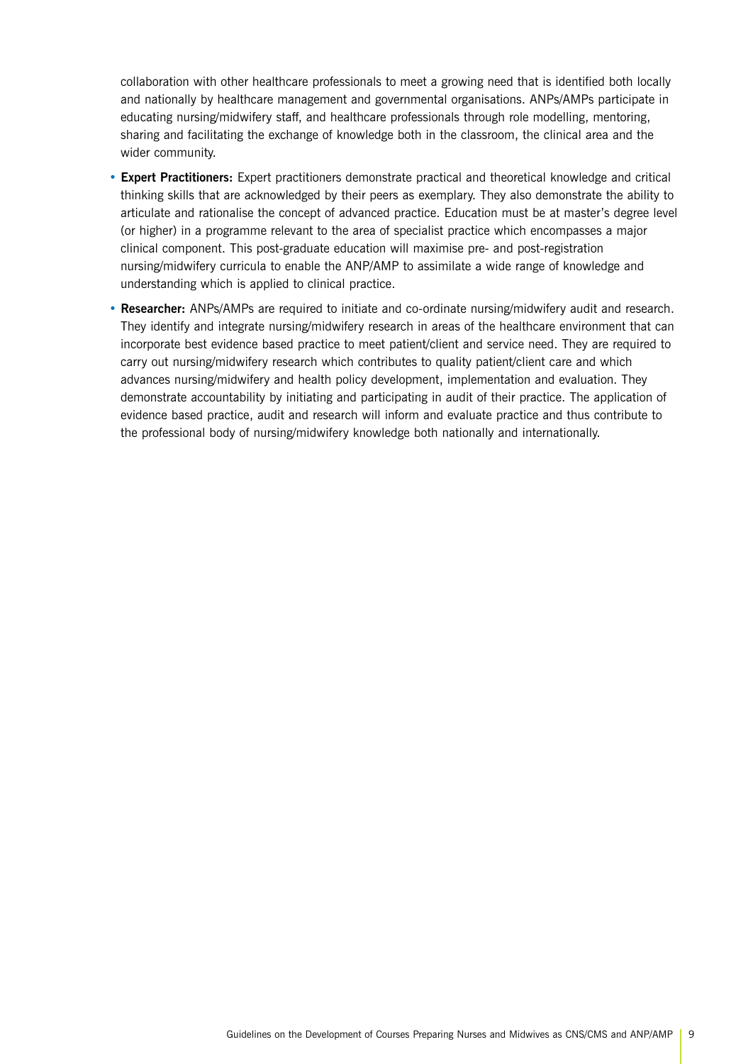collaboration with other healthcare professionals to meet a growing need that is identified both locally and nationally by healthcare management and governmental organisations. ANPs/AMPs participate in educating nursing/midwifery staff, and healthcare professionals through role modelling, mentoring, sharing and facilitating the exchange of knowledge both in the classroom, the clinical area and the wider community.

- **Expert Practitioners:** Expert practitioners demonstrate practical and theoretical knowledge and critical thinking skills that are acknowledged by their peers as exemplary. They also demonstrate the ability to articulate and rationalise the concept of advanced practice. Education must be at master's degree level (or higher) in a programme relevant to the area of specialist practice which encompasses a major clinical component. This post-graduate education will maximise pre- and post-registration nursing/midwifery curricula to enable the ANP/AMP to assimilate a wide range of knowledge and understanding which is applied to clinical practice.
- **Researcher:** ANPs/AMPs are required to initiate and co-ordinate nursing/midwifery audit and research. They identify and integrate nursing/midwifery research in areas of the healthcare environment that can incorporate best evidence based practice to meet patient/client and service need. They are required to carry out nursing/midwifery research which contributes to quality patient/client care and which advances nursing/midwifery and health policy development, implementation and evaluation. They demonstrate accountability by initiating and participating in audit of their practice. The application of evidence based practice, audit and research will inform and evaluate practice and thus contribute to the professional body of nursing/midwifery knowledge both nationally and internationally.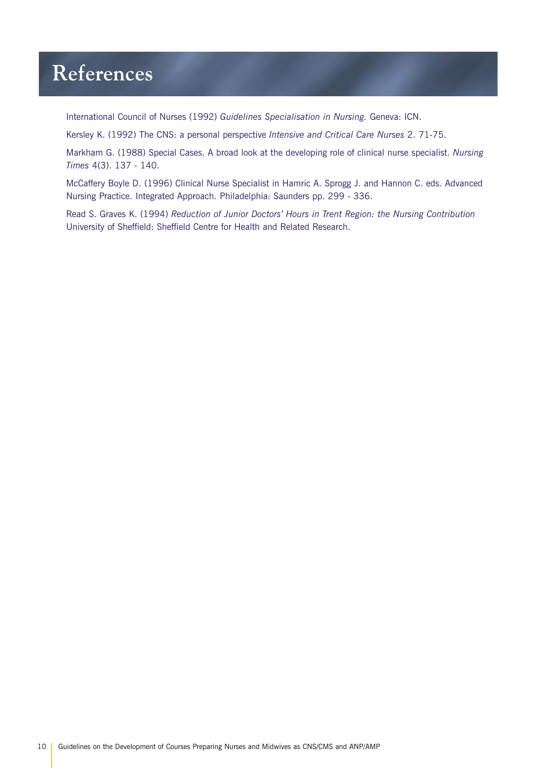# References

International Council of Nurses (1992) *Guidelines Specialisation in Nursing.* Geneva: ICN.

Kersley K. (1992) The CNS: a personal perspective *Intensive and Critical Care Nurses* 2. 71-75.

Markham G. (1988) Special Cases. A broad look at the developing role of clinical nurse specialist. *Nursing Times* 4(3). 137 - 140.

McCaffery Boyle D. (1996) Clinical Nurse Specialist in Hamric A. Sprogg J. and Hannon C. eds. Advanced Nursing Practice. Integrated Approach. Philadelphia: Saunders pp. 299 - 336.

Read S. Graves K. (1994) *Reduction of Junior Doctors' Hours in Trent Region: the Nursing Contribution* University of Sheffield: Sheffield Centre for Health and Related Research.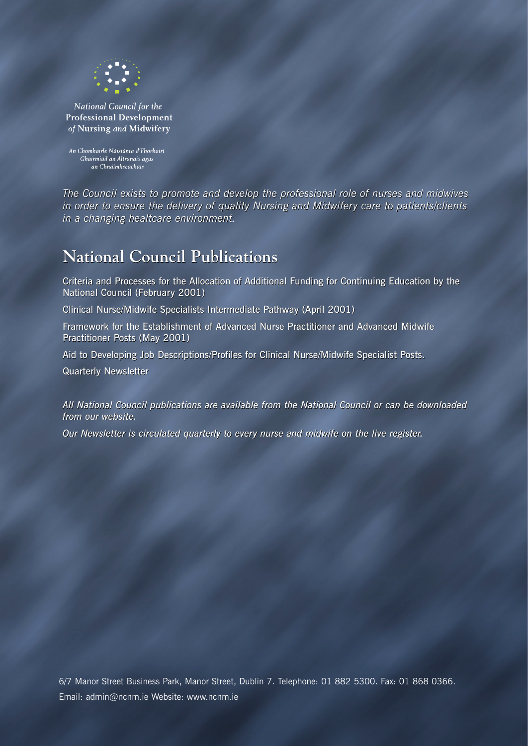*National Council for the*
**Professional Development**
*of* **Nursing** *and* **Midwifery**

*An Chomhairle Náisiúnta d'Fhorbairt Ghairmiúil an Altranais agus an Chnáimhseachais*

*The Council exists to promote and develop the professional role of nurses and midwives in order to ensure the delivery of quality Nursing and Midwifery care to patients/clients in a changing healthcare environment.*

## National Council Publications

Criteria and Processes for the Allocation of Additional Funding for Continuing Education by the National Council (February 2001)

Clinical Nurse/Midwife Specialists Intermediate Pathway (April 2001)

Framework for the Establishment of Advanced Nurse Practitioner and Advanced Midwife Practitioner Posts (May 2001)

Aid to Developing Job Descriptions/Profiles for Clinical Nurse/Midwife Specialist Posts.

Quarterly Newsletter

*All National Council publications are available from the National Council or can be downloaded from our website.*

*Our Newsletter is circulated quarterly to every nurse and midwife on the live register.*

6/7 Manor Street Business Park, Manor Street, Dublin 7. Telephone: 01 882 5300. Fax: 01 868 0366.
Email: admin@ncnm.ie Website: www.ncnm.ie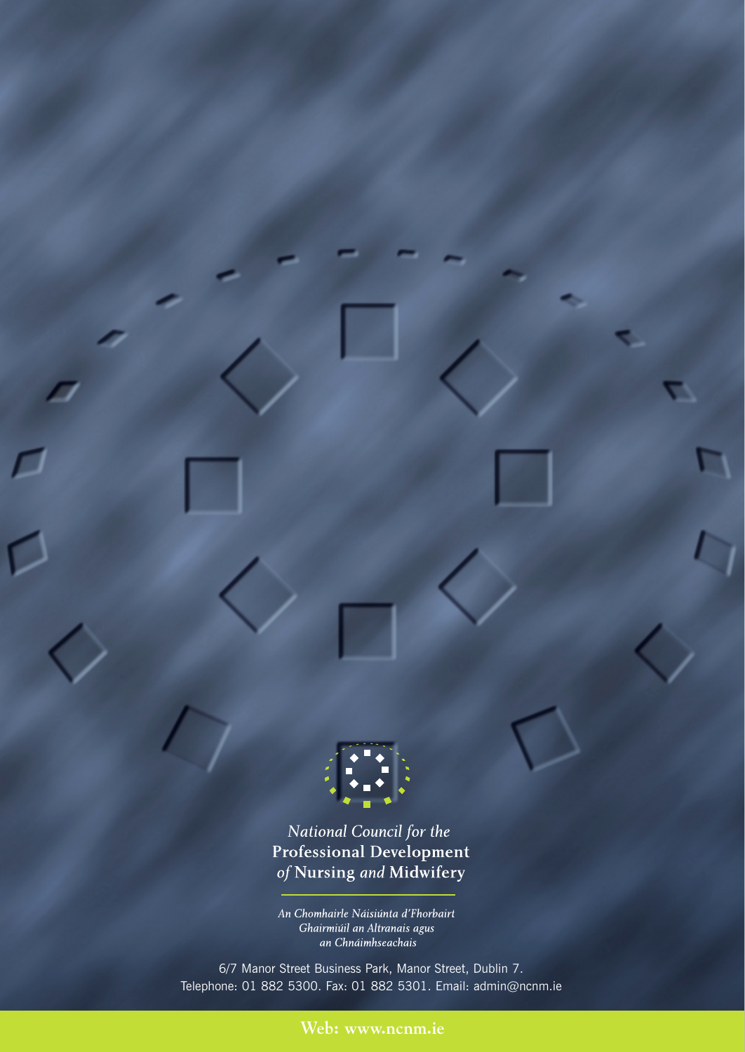*National Council for the*
**Professional Development**
*of* **Nursing** *and* **Midwifery**

*An Chomhairle Náisiúnta d'Fhorbairt Ghairmiúil an Altranais agus an Chnáimhseachais*

6/7 Manor Street Business Park, Manor Street, Dublin 7.
Telephone: 01 882 5300. Fax: 01 882 5301. Email: admin@ncnm.ie

**Web: www.ncnm.ie**